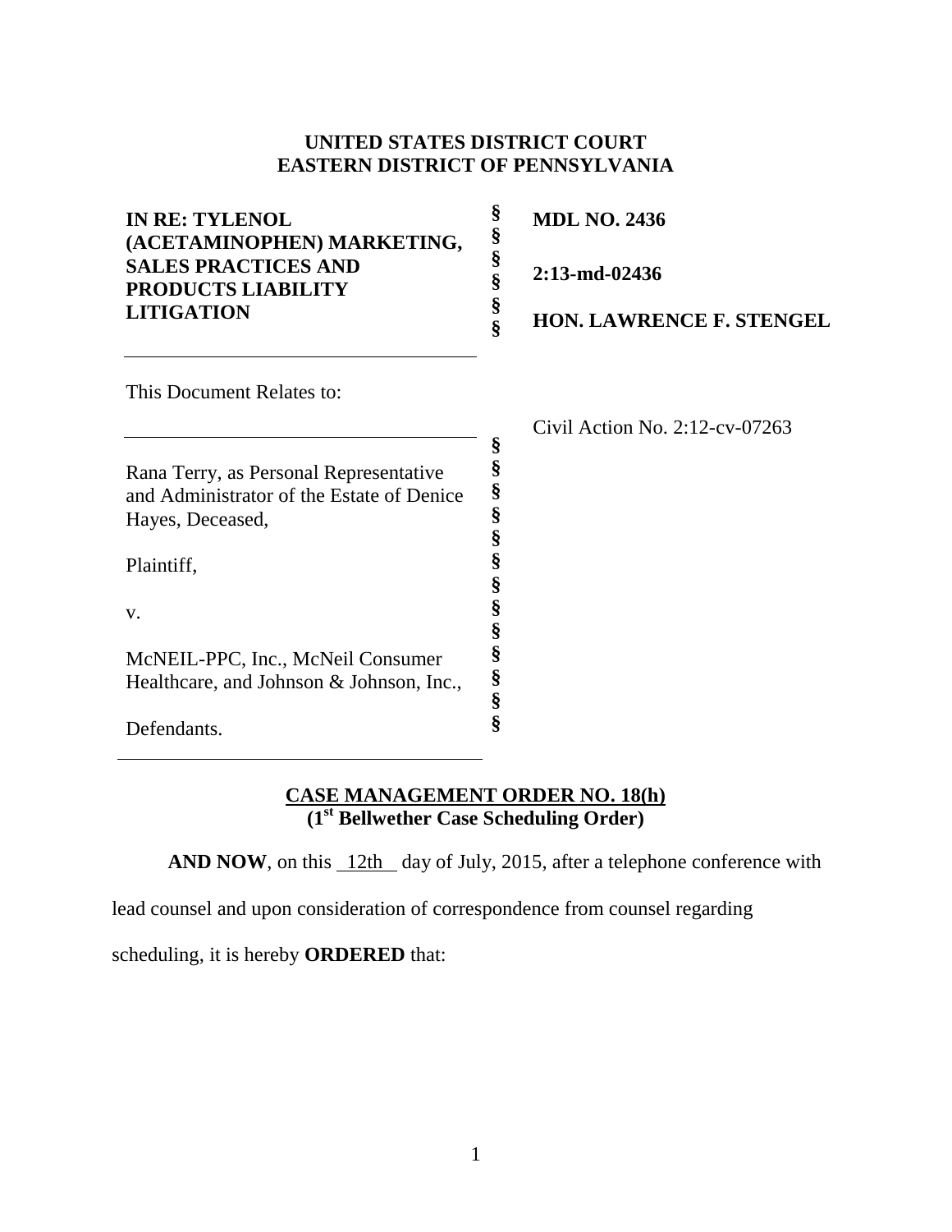**UNITED STATES DISTRICT COURT**
**EASTERN DISTRICT OF PENNSYLVANIA**

| | | |
|---|---|---|
| **IN RE: TYLENOL (ACETAMINOPHEN) MARKETING, SALES PRACTICES AND PRODUCTS LIABILITY LITIGATION** | § § § § § § | **MDL NO. 2436** <br> **2:13-md-02436** <br> **HON. LAWRENCE F. STENGEL** |

This Document Relates to:

Civil Action No. 2:12-cv-07263

Rana Terry, as Personal Representative and Administrator of the Estate of Denice Hayes, Deceased,

Plaintiff,

v.

McNEIL-PPC, Inc., McNeil Consumer Healthcare, and Johnson & Johnson, Inc.,

Defendants.

## CASE MANAGEMENT ORDER NO. 18(h)
## (1st Bellwether Case Scheduling Order)

**AND NOW**, on this 12th day of July, 2015, after a telephone conference with lead counsel and upon consideration of correspondence from counsel regarding scheduling, it is hereby **ORDERED** that: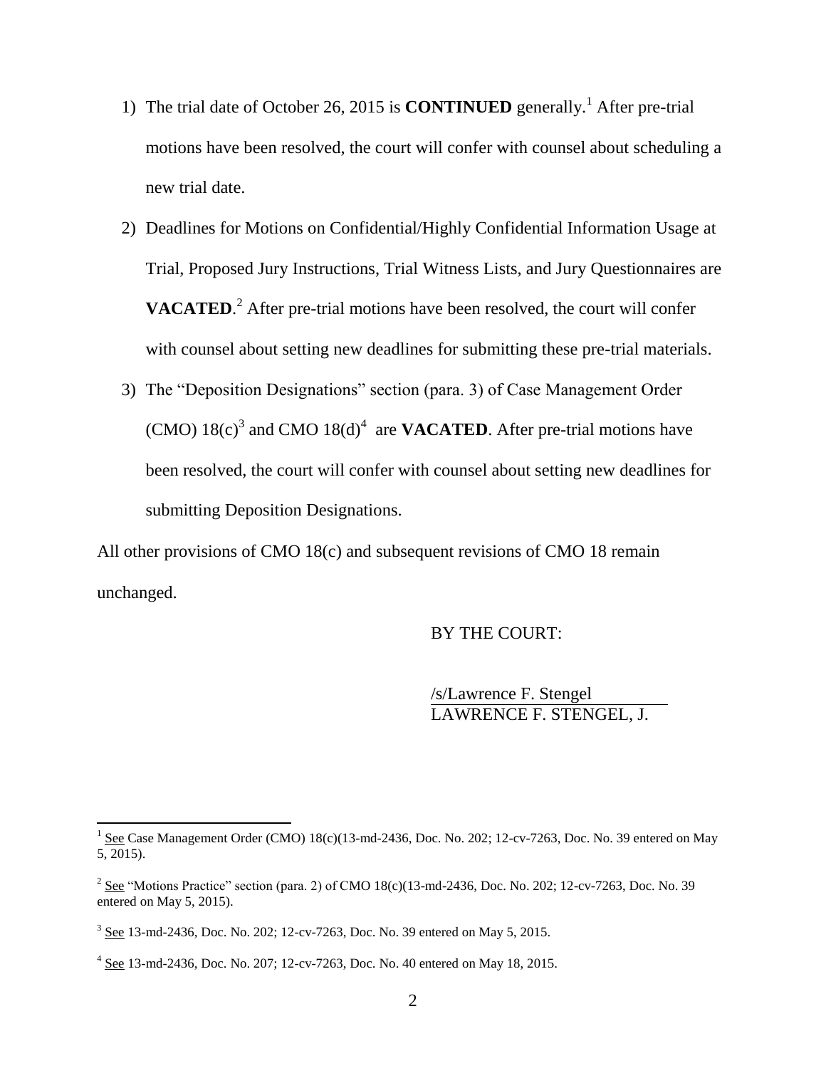1) The trial date of October 26, 2015 is **CONTINUED** generally.[1] After pre-trial motions have been resolved, the court will confer with counsel about scheduling a new trial date.

2) Deadlines for Motions on Confidential/Highly Confidential Information Usage at Trial, Proposed Jury Instructions, Trial Witness Lists, and Jury Questionnaires are **VACATED**.[2] After pre-trial motions have been resolved, the court will confer with counsel about setting new deadlines for submitting these pre-trial materials.

3) The "Deposition Designations" section (para. 3) of Case Management Order (CMO) 18(c)[3] and CMO 18(d)[4] are **VACATED**. After pre-trial motions have been resolved, the court will confer with counsel about setting new deadlines for submitting Deposition Designations.

All other provisions of CMO 18(c) and subsequent revisions of CMO 18 remain unchanged.

BY THE COURT:

/s/Lawrence F. Stengel
LAWRENCE F. STENGEL, J.

---

[1] See Case Management Order (CMO) 18(c)(13-md-2436, Doc. No. 202; 12-cv-7263, Doc. No. 39 entered on May 5, 2015).

[2] See "Motions Practice" section (para. 2) of CMO 18(c)(13-md-2436, Doc. No. 202; 12-cv-7263, Doc. No. 39 entered on May 5, 2015).

[3] See 13-md-2436, Doc. No. 202; 12-cv-7263, Doc. No. 39 entered on May 5, 2015.

[4] See 13-md-2436, Doc. No. 207; 12-cv-7263, Doc. No. 40 entered on May 18, 2015.